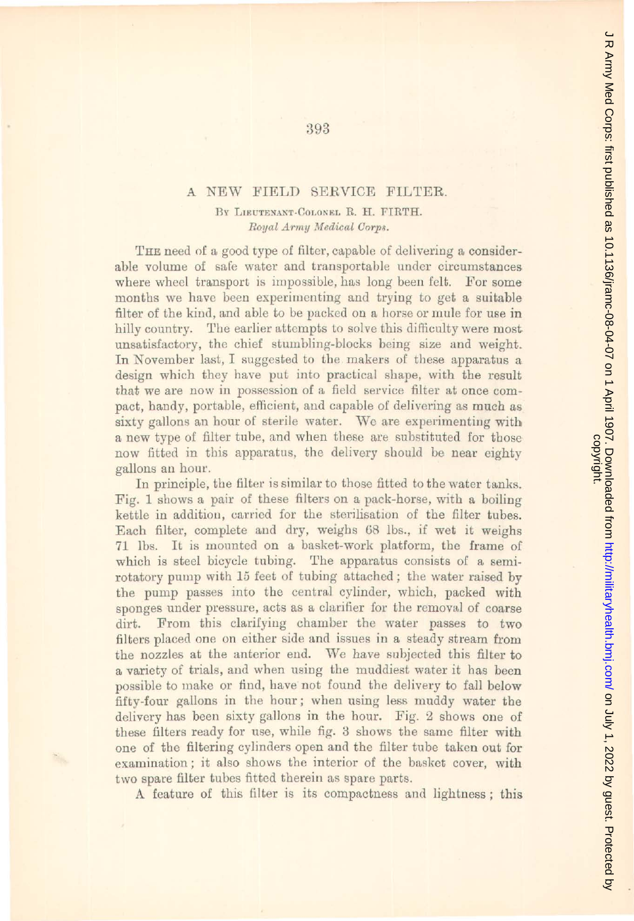# A NEW FIELD SERVICE FILTER.

By Lieutenant-Colonel R. H. Firth.

*Royal Army Medical Corps.*

The need of a good type of filter, capable of delivering a considerable volume of safe water and transportable under circumstances where wheel transport is impossible, has long been felt. For some months we have been experimenting and trying to get a suitable filter of the kind, and able to be packed on a horse or mule for use in hilly country. The earlier attempts to solve this difficulty were most unsatisfactory, the chief stumbling-blocks being size and weight. In November last, I suggested to the makers of these apparatus a design which they have put into practical shape, with the result that we are now in possession of a field service filter at once compact, handy, portable, efficient, and capable of delivering as much as sixty gallons an hour of sterile water. We are experimenting with a new type of filter tube, and when these are substituted for those now fitted in this apparatus, the delivery should be near eighty gallons an hour.

In principle, the filter is similar to those fitted to the water tanks. Fig. 1 shows a pair of these filters on a pack-horse, with a boiling kettle in addition, carried for the sterilisation of the filter tubes. Each filter, complete and dry, weighs 68 lbs., if wet it weighs 71 lbs. It is mounted on a basket-work platform, the frame of which is steel bicycle tubing. The apparatus consists of a semi-rotatory pump with 15 feet of tubing attached; the water raised by the pump passes into the central cylinder, which, packed with sponges under pressure, acts as a clarifier for the removal of coarse dirt. From this clarifying chamber the water passes to two filters placed one on either side and issues in a steady stream from the nozzles at the anterior end. We have subjected this filter to a variety of trials, and when using the muddiest water it has been possible to make or find, have not found the delivery to fall below fifty-four gallons in the hour; when using less muddy water the delivery has been sixty gallons in the hour. Fig. 2 shows one of these filters ready for use, while fig. 3 shows the same filter with one of the filtering cylinders open and the filter tube taken out for examination; it also shows the interior of the basket cover, with two spare filter tubes fitted therein as spare parts.

A feature of this filter is its compactness and lightness; this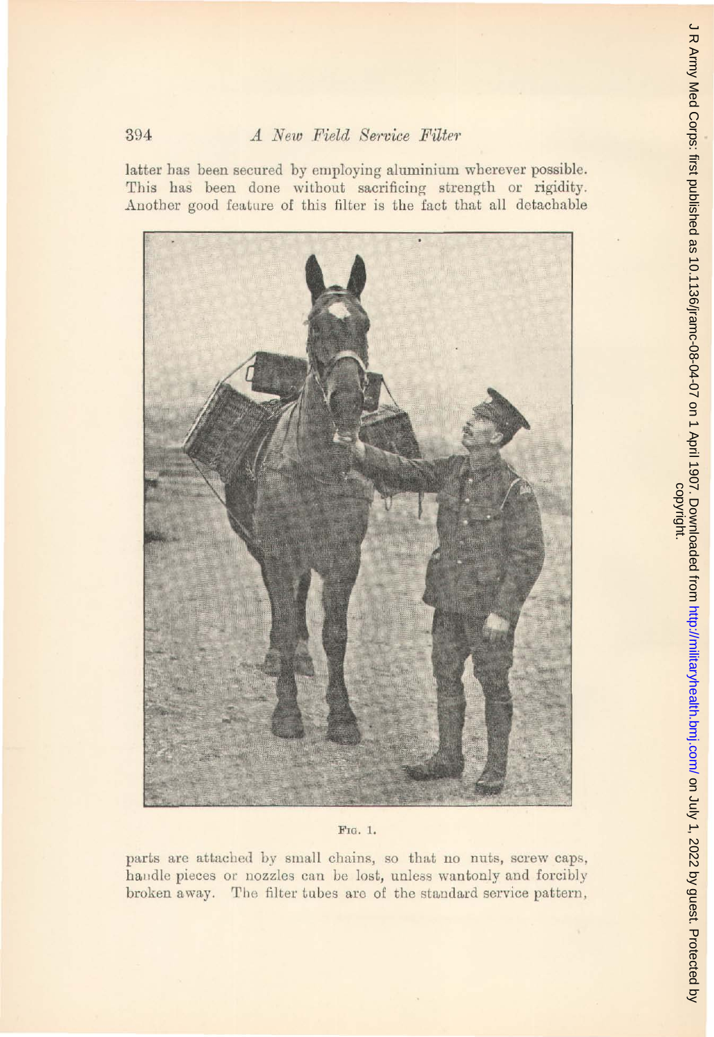latter has been secured by employing aluminium wherever possible. This has been done without sacrificing strength or rigidity. Another good feature of this filter is the fact that all detachable

Fig. 1.

parts are attached by small chains, so that no nuts, screw caps, handle pieces or nozzles can be lost, unless wantonly and forcibly broken away. The filter tubes are of the standard service pattern,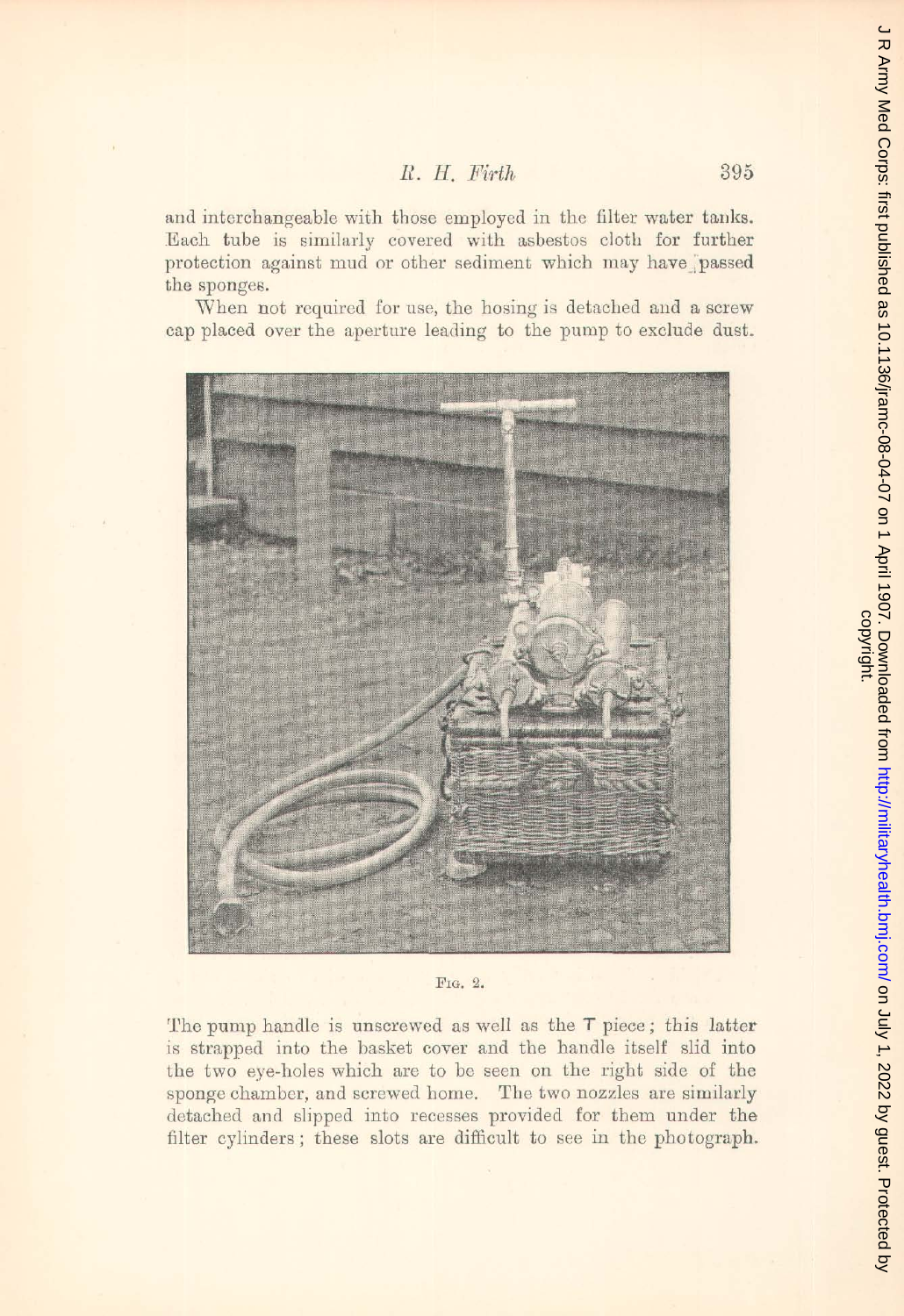and interchangeable with those employed in the filter water tanks. Each tube is similarly covered with asbestos cloth for further protection against mud or other sediment which may have passed the sponges.

When not required for use, the hosing is detached and a screw cap placed over the aperture leading to the pump to exclude dust.

Fig. 2.

The pump handle is unscrewed as well as the T piece; this latter is strapped into the basket cover and the handle itself slid into the two eye-holes which are to be seen on the right side of the sponge chamber, and screwed home. The two nozzles are similarly detached and slipped into recesses provided for them under the filter cylinders; these slots are difficult to see in the photograph.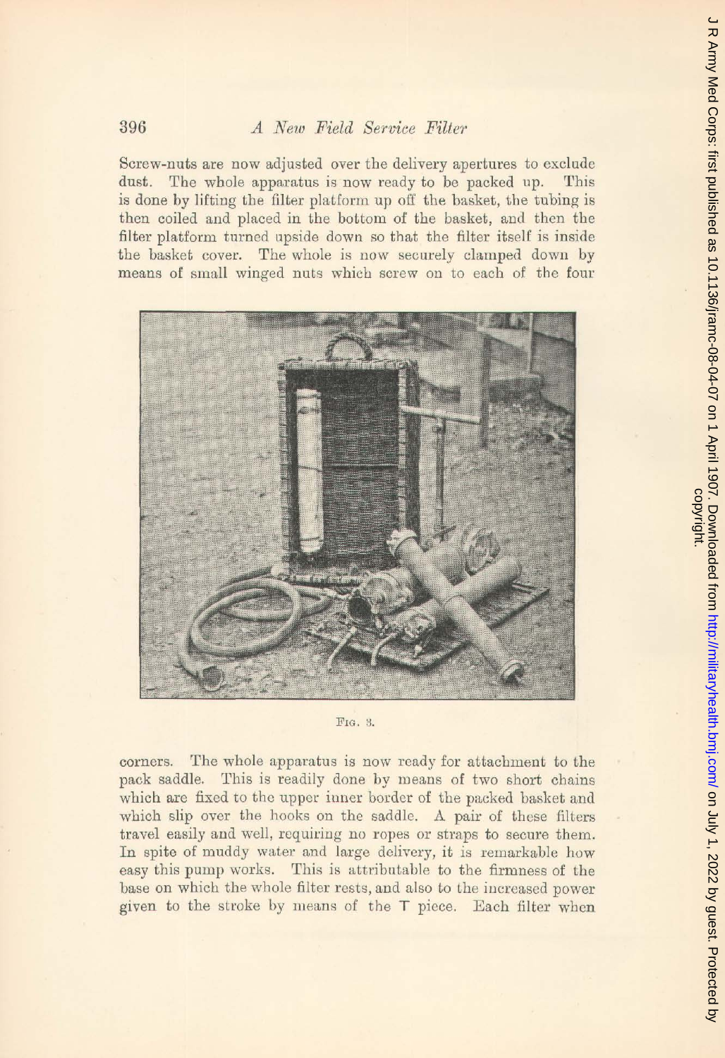Screw-nuts are now adjusted over the delivery apertures to exclude dust. The whole apparatus is now ready to be packed up. This is done by lifting the filter platform up off the basket, the tubing is then coiled and placed in the bottom of the basket, and then the filter platform turned upside down so that the filter itself is inside the basket cover. The whole is now securely clamped down by means of small winged nuts which screw on to each of the four

FIG. 3.

corners. The whole apparatus is now ready for attachment to the pack saddle. This is readily done by means of two short chains which are fixed to the upper inner border of the packed basket and which slip over the hooks on the saddle. A pair of these filters travel easily and well, requiring no ropes or straps to secure them. In spite of muddy water and large delivery, it is remarkable how easy this pump works. This is attributable to the firmness of the base on which the whole filter rests, and also to the increased power given to the stroke by means of the T piece. Each filter when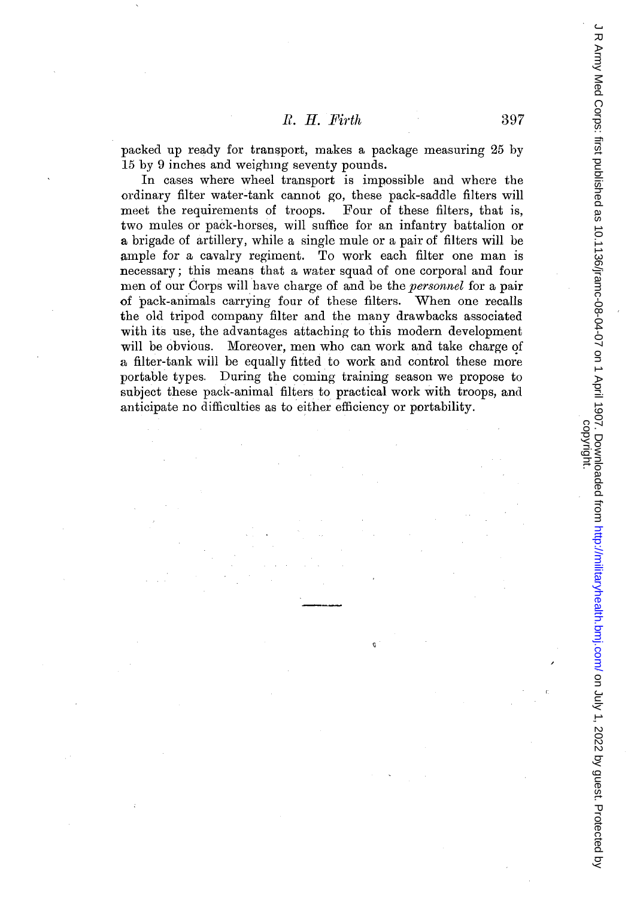packed up ready for transport, makes a package measuring 25 by 15 by 9 inches and weighing seventy pounds.

In cases where wheel transport is impossible and where the ordinary filter water-tank cannot go, these pack-saddle filters will meet the requirements of troops. Four of these filters, that is, two mules or pack-horses, will suffice for an infantry battalion or a brigade of artillery, while a single mule or a pair of filters will be ample for a cavalry regiment. To work each filter one man is necessary; this means that a water squad of one corporal and four men of our Corps will have charge of and be the *personnel* for a pair of pack-animals carrying four of these filters. When one recalls the old tripod company filter and the many drawbacks associated with its use, the advantages attaching to this modern development will be obvious. Moreover, men who can work and take charge of a filter-tank will be equally fitted to work and control these more portable types. During the coming training season we propose to subject these pack-animal filters to practical work with troops, and anticipate no difficulties as to either efficiency or portability.